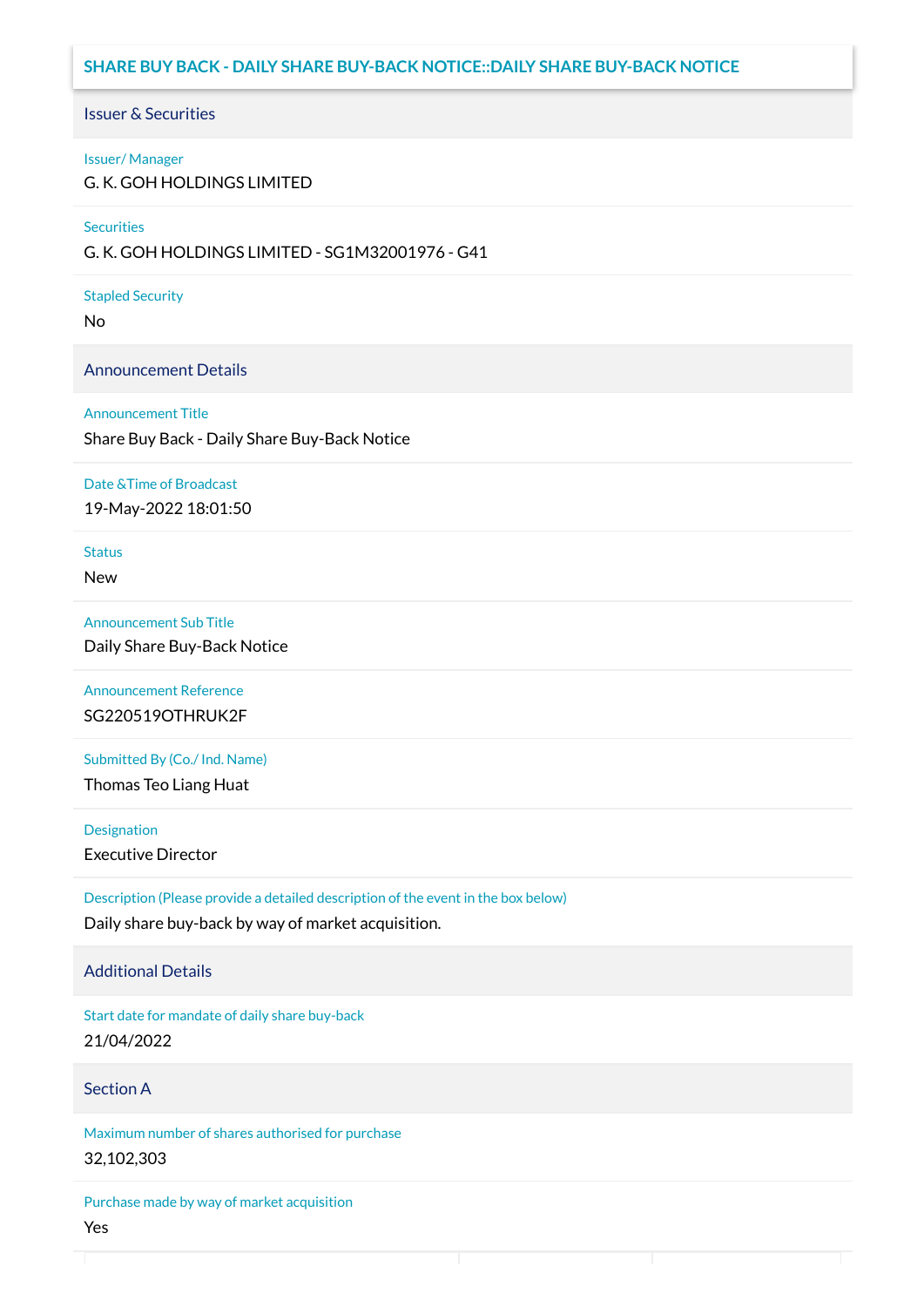## SHARE BUY BACK - DAILY SHARE BUY-BACK NOTICE::DAILY SHARE BUY-BACK NOTICE

### Issuer & Securities

**Issuer/ Manager**
G. K. GOH HOLDINGS LIMITED

**Securities**
G. K. GOH HOLDINGS LIMITED - SG1M32001976 - G41

**Stapled Security**
No

### Announcement Details

**Announcement Title**
Share Buy Back - Daily Share Buy-Back Notice

**Date &Time of Broadcast**
19-May-2022 18:01:50

**Status**
New

**Announcement Sub Title**
Daily Share Buy-Back Notice

**Announcement Reference**
SG220519OTHRUK2F

**Submitted By (Co./ Ind. Name)**
Thomas Teo Liang Huat

**Designation**
Executive Director

**Description (Please provide a detailed description of the event in the box below)**
Daily share buy-back by way of market acquisition.

### Additional Details

**Start date for mandate of daily share buy-back**
21/04/2022

### Section A

**Maximum number of shares authorised for purchase**
32,102,303

**Purchase made by way of market acquisition**
Yes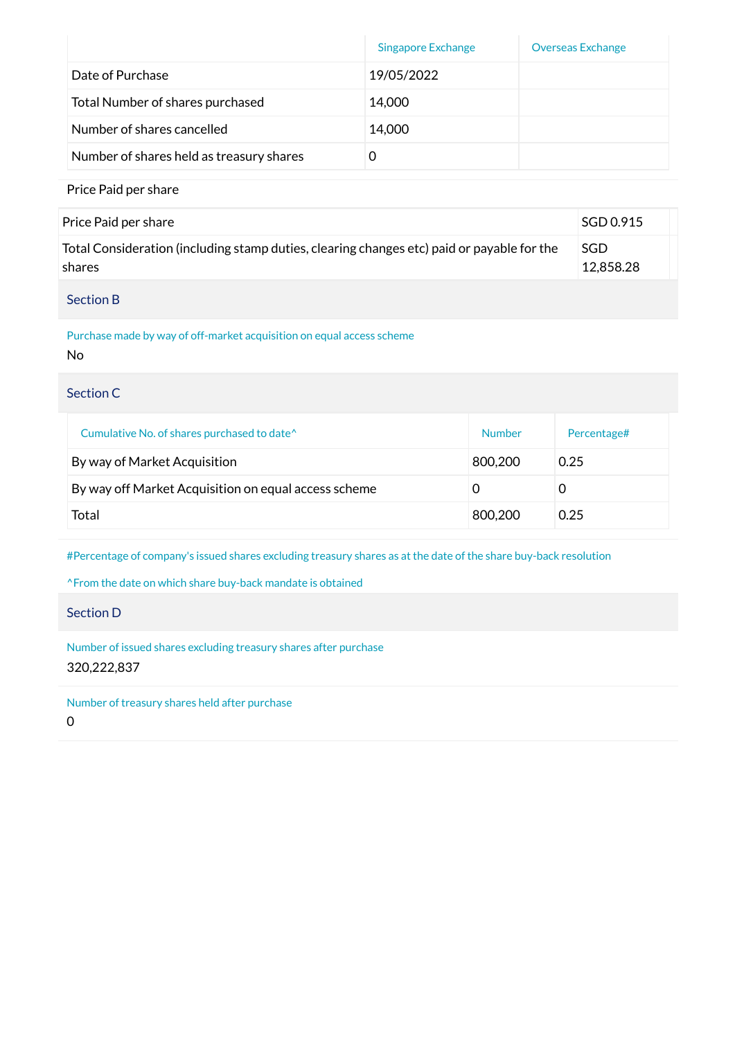| | Singapore Exchange | Overseas Exchange |
|---|---|---|
| Date of Purchase | 19/05/2022 | |
| Total Number of shares purchased | 14,000 | |
| Number of shares cancelled | 14,000 | |
| Number of shares held as treasury shares | 0 | |

Price Paid per share

| | |
|---|---|
| Price Paid per share | SGD 0.915 |
| Total Consideration (including stamp duties, clearing changes etc) paid or payable for the shares | SGD 12,858.28 |

## Section B

Purchase made by way of off-market acquisition on equal access scheme

No

## Section C

| Cumulative No. of shares purchased to date^ | Number | Percentage# |
|---|---|---|
| By way of Market Acquisition | 800,200 | 0.25 |
| By way off Market Acquisition on equal access scheme | 0 | 0 |
| Total | 800,200 | 0.25 |

#Percentage of company's issued shares excluding treasury shares as at the date of the share buy-back resolution

^From the date on which share buy-back mandate is obtained

## Section D

Number of issued shares excluding treasury shares after purchase

320,222,837

Number of treasury shares held after purchase

0